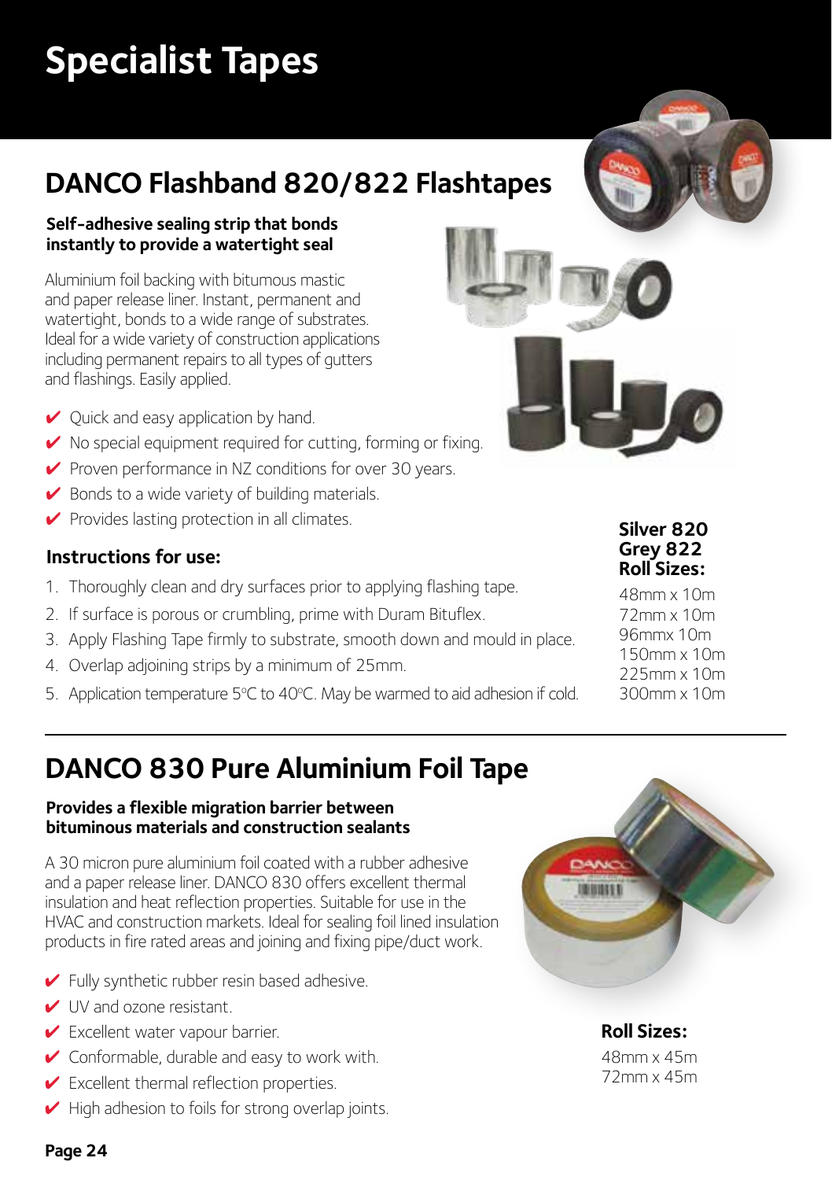# Specialist Tapes

## DANCO Flashband 820/822 Flashtapes

**Self-adhesive sealing strip that bonds instantly to provide a watertight seal**

Aluminium foil backing with bitumous mastic and paper release liner. Instant, permanent and watertight, bonds to a wide range of substrates. Ideal for a wide variety of construction applications including permanent repairs to all types of gutters and flashings. Easily applied.

- ✔ Quick and easy application by hand.
- ✔ No special equipment required for cutting, forming or fixing.
- ✔ Proven performance in NZ conditions for over 30 years.
- ✔ Bonds to a wide variety of building materials.
- ✔ Provides lasting protection in all climates.

### Instructions for use:

1. Thoroughly clean and dry surfaces prior to applying flashing tape.
2. If surface is porous or crumbling, prime with Duram Bituflex.
3. Apply Flashing Tape firmly to substrate, smooth down and mould in place.
4. Overlap adjoining strips by a minimum of 25mm.
5. Application temperature 5°C to 40°C. May be warmed to aid adhesion if cold.

**Silver 820**
**Grey 822**
**Roll Sizes:**

48mm x 10m
72mm x 10m
96mmx 10m
150mm x 10m
225mm x 10m
300mm x 10m

## DANCO 830 Pure Aluminium Foil Tape

**Provides a flexible migration barrier between bituminous materials and construction sealants**

A 30 micron pure aluminium foil coated with a rubber adhesive and a paper release liner. DANCO 830 offers excellent thermal insulation and heat reflection properties. Suitable for use in the HVAC and construction markets. Ideal for sealing foil lined insulation products in fire rated areas and joining and fixing pipe/duct work.

- ✔ Fully synthetic rubber resin based adhesive.
- ✔ UV and ozone resistant.
- ✔ Excellent water vapour barrier.
- ✔ Conformable, durable and easy to work with.
- ✔ Excellent thermal reflection properties.
- ✔ High adhesion to foils for strong overlap joints.

**Roll Sizes:**

48mm x 45m
72mm x 45m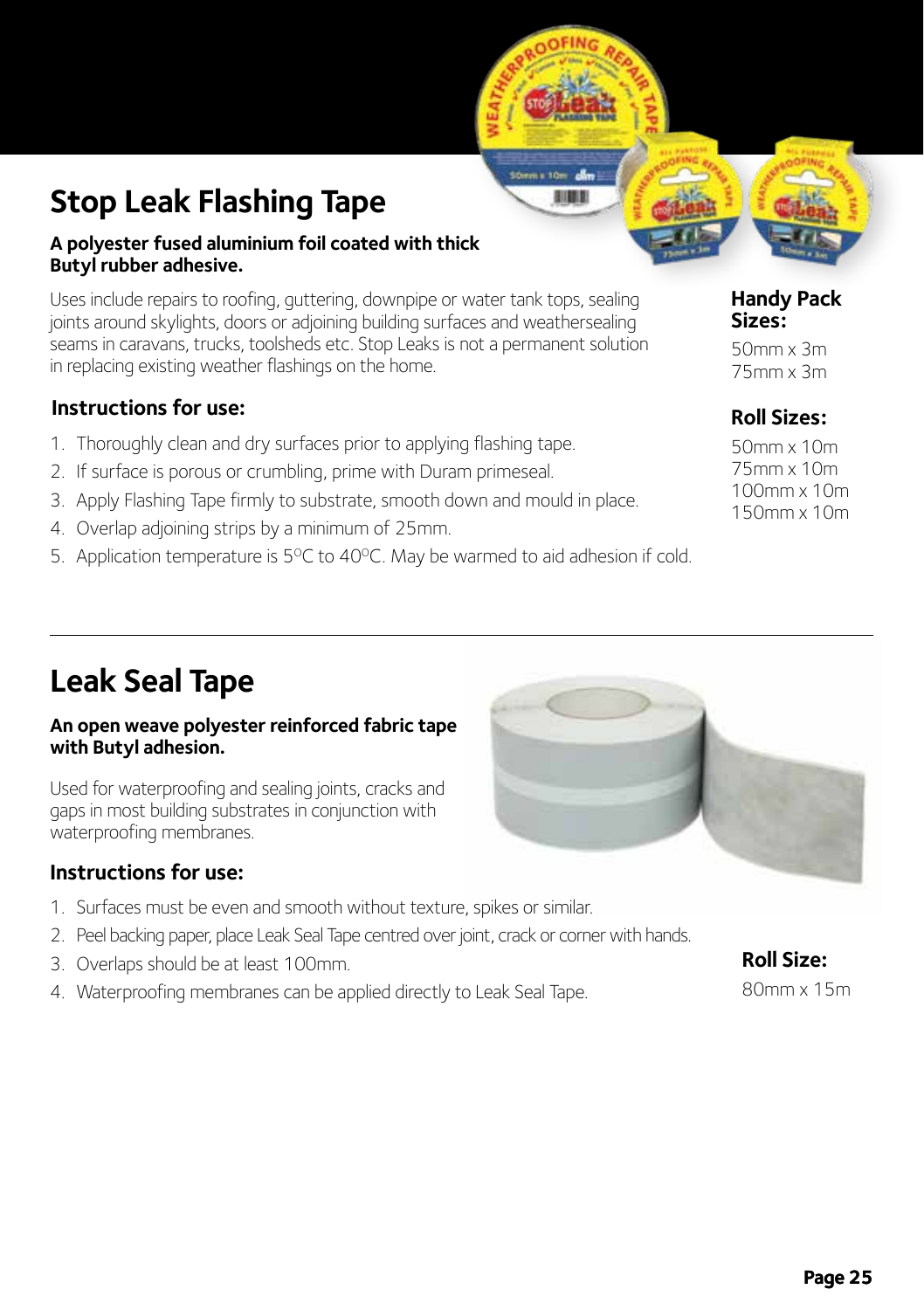## Stop Leak Flashing Tape

**A polyester fused aluminium foil coated with thick Butyl rubber adhesive.**

Uses include repairs to roofing, guttering, downpipe or water tank tops, sealing joints around skylights, doors or adjoining building surfaces and weathersealing seams in caravans, trucks, toolsheds etc. Stop Leaks is not a permanent solution in replacing existing weather flashings on the home.

### Instructions for use:

1. Thoroughly clean and dry surfaces prior to applying flashing tape.
2. If surface is porous or crumbling, prime with Duram primeseal.
3. Apply Flashing Tape firmly to substrate, smooth down and mould in place.
4. Overlap adjoining strips by a minimum of 25mm.
5. Application temperature is 5°C to 40°C. May be warmed to aid adhesion if cold.

**Handy Pack Sizes:**

50mm x 3m
75mm x 3m

**Roll Sizes:**

50mm x 10m
75mm x 10m
100mm x 10m
150mm x 10m

## Leak Seal Tape

**An open weave polyester reinforced fabric tape with Butyl adhesion.**

Used for waterproofing and sealing joints, cracks and gaps in most building substrates in conjunction with waterproofing membranes.

### Instructions for use:

1. Surfaces must be even and smooth without texture, spikes or similar.
2. Peel backing paper, place Leak Seal Tape centred over joint, crack or corner with hands.
3. Overlaps should be at least 100mm.
4. Waterproofing membranes can be applied directly to Leak Seal Tape.

**Roll Size:**

80mm x 15m